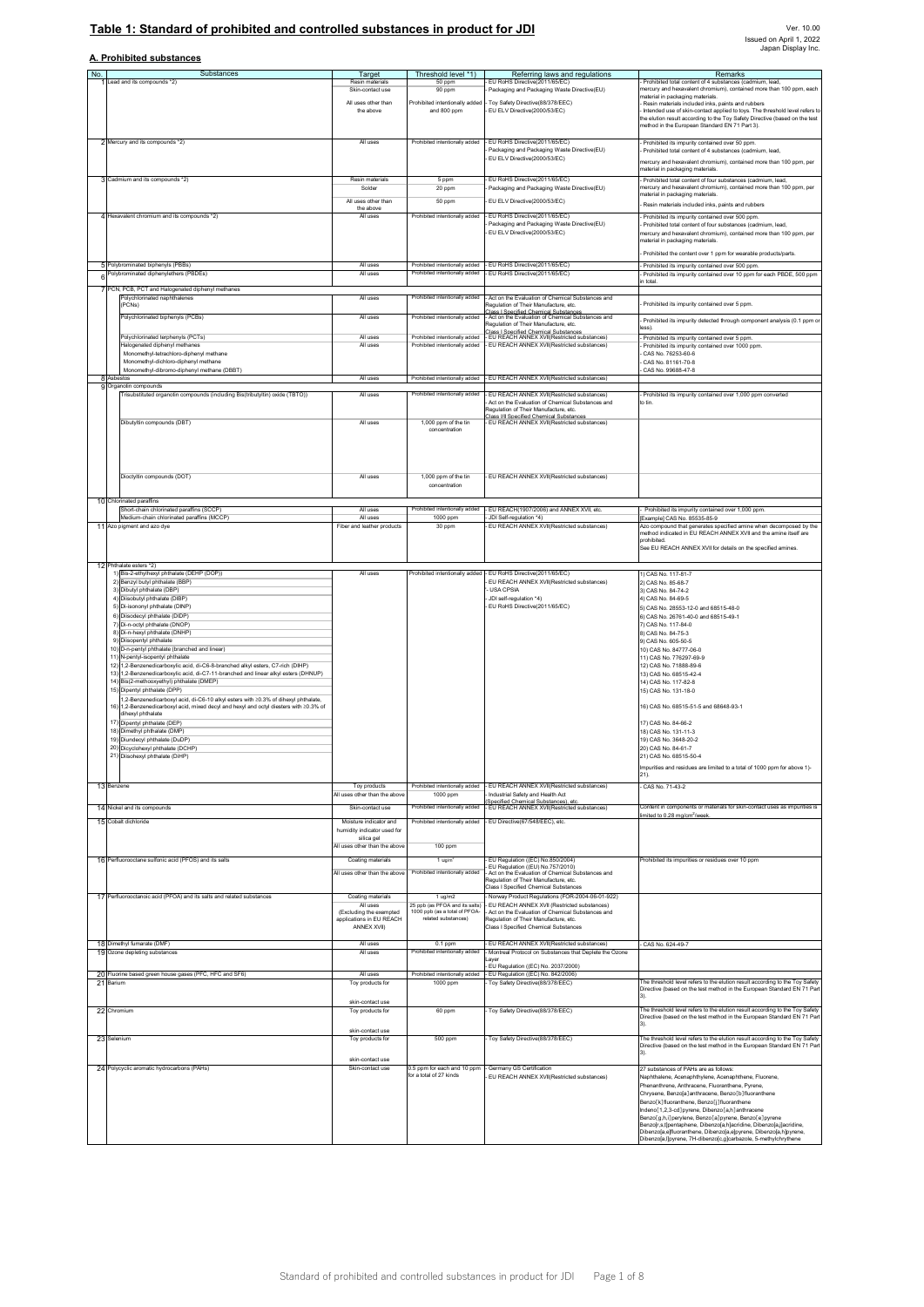# Table 1: Standard of prohibited and controlled substances in product for JDI

Ver. 10.00
Issued on April 1, 2022
Japan Display Inc.

## A. Prohibited substances

| No. | Substances | Target | Threshold level *1) | Referring laws and regulations | Remarks |
|---|---|---|---|---|---|
| 1 | Lead and its compounds *2) | Resin materials | 50 ppm | - EU RoHS Directive(2011/65/EC)<br>- Packaging and Packaging Waste Directive(EU)<br>- Toy Safety Directive(88/378/EEC)<br>- EU ELV Directive(2000/53/EC) | - Prohibited total content of 4 substances (cadmium, lead, mercury and hexavalent chromium), contained more than 100 ppm, each material in packaging materials.<br>- Resin materials included inks, paints and rubbers<br>- Intended use of skin-contact applied to toys. The threshold level refers to the elution result according to the Toy Safety Directive (based on the test method in the European Standard EN 71 Part 3). |
| | | Skin-contact use | 90 ppm | | |
| | | All uses other than the above | Prohibited intentionally added and 800 ppm | | |
| 2 | Mercury and its compounds *2) | All uses | Prohibited intentionally added | - EU RoHS Directive(2011/65/EC)<br>- Packaging and Packaging Waste Directive(EU)<br>- EU ELV Directive(2000/53/EC) | - Prohibited its impurity contained over 50 ppm.<br>- Prohibited total content of 4 substances (cadmium, lead, mercury and hexavalent chromium), contained more than 100 ppm, per material in packaging materials. |
| 3 | Cadmium and its compounds *2) | Resin materials | 5 ppm | - EU RoHS Directive(2011/65/EC)<br>- Packaging and Packaging Waste Directive(EU)<br>- EU ELV Directive(2000/53/EC) | - Prohibited total content of four substances (cadmium, lead, mercury and hexavalent chromium), contained more than 100 ppm, per material in packaging materials.<br>- Resin materials included inks, paints and rubbers |
| | | Solder | 20 ppm | | |
| | | All uses other than the above | 50 ppm | | |
| 4 | Hexavalent chromium and its compounds *2) | All uses | Prohibited intentionally added | - EU RoHS Directive(2011/65/EC)<br>- Packaging and Packaging Waste Directive(EU)<br>- EU ELV Directive(2000/53/EC) | - Prohibited its impurity contained over 500 ppm.<br>- Prohibited total content of four substances (cadmium, lead, mercury and hexavalent chromium), contained more than 100 ppm, per material in packaging materials.<br>- Prohibited the content over 1 ppm for wearable products/parts. |
| 5 | Polybrominated biphenyls (PBBs) | All uses | Prohibited intentionally added | - EU RoHS Directive(2011/65/EC) | - Prohibited its impurity contained over 500 ppm. |
| 6 | Polybrominated diphenylethers (PBDEs) | All uses | Prohibited intentionally added | - EU RoHS Directive(2011/65/EC) | - Prohibited its impurity contained over 10 ppm for each PBDE, 500 ppm in total. |
| 7 | PCN, PCB, PCT and Halogenated diphenyl methanes | | | | |
| | Polychlorinated naphthalenes (PCNs) | All uses | Prohibited intentionally added | - Act on the Evaluation of Chemical Substances and Regulation of Their Manufacture, etc. Class I Specified Chemical Substances | - Prohibited its impurity contained over 5 ppm. |
| | Polychlorinated biphenyls (PCBs) | All uses | Prohibited intentionally added | - Act on the Evaluation of Chemical Substances and Regulation of Their Manufacture, etc. Class I Specified Chemical Substances | - Prohibited its impurity detected through component analysis (0.1 ppm or less). |
| | Polychlorinated terphenyls (PCTs) | All uses | Prohibited intentionally added | - EU REACH ANNEX XVII(Restricted substances) | - Prohibited its impurity contained over 5 ppm. |
| | Halogenated diphenyl methanes<br>Monomethyl-tetrachloro-diphenyl methane<br>Monomethyl-dichloro-diphenyl methane<br>Monomethyl-dibromo-diphenyl methane (DBBT) | All uses | Prohibited intentionally added | - EU REACH ANNEX XVII(Restricted substances) | - Prohibited its impurity contained over 1000 ppm.<br>- CAS No. 76253-60-6<br>- CAS No. 81161-70-8<br>- CAS No. 99688-47-8 |
| 8 | Asbestos | All uses | Prohibited intentionally added | - EU REACH ANNEX XVII(Restricted substances) | |
| 9 | Organotin compounds | | | | |
| | Trisubstituted organotin compounds (including Bis(tributyltin) oxide (TBTO)) | All uses | Prohibited intentionally added | - EU REACH ANNEX XVII(Restricted substances)<br>- Act on the Evaluation of Chemical Substances and Regulation of Their Manufacture, etc. Class I/II Specified Chemical Substances | - Prohibited its impurity contained over 1,000 ppm converted to tin. |
| | Dibutyltin compounds (DBT) | All uses | 1,000 ppm of the tin concentration | - EU REACH ANNEX XVII(Restricted substances) | |
| | Dioctyltin compounds (DOT) | All uses | 1,000 ppm of the tin concentration | - EU REACH ANNEX XVII(Restricted substances) | |
| 10 | Chlorinated paraffins | | | | |
| | Short-chain chlorinated paraffins (SCCP) | All uses | Prohibited intentionally added | - EU REACH(1907/2006) and ANNEX XVII, etc. | - Prohibited its impurity contained over 1,000 ppm. |
| | Medium-chain chlorinated paraffins (MCCP) | All uses | 1000 ppm | - JDI Self-regulation *4) | [Example] CAS No. 85535-85-9 |
| 11 | Azo pigment and azo dye | Fiber and leather products | 30 ppm | - EU REACH ANNEX XVII(Restricted substances) | Azo compound that generates specified amine when decomposed by the method indicated in EU REACH ANNEX XVII and the amine itself are prohibited.<br>See EU REACH ANNEX XVII for details on the specified amines. |
| 12 | Phthalate esters *2)<br>1) Bis-2-ethylhexyl phthalate (DEHP (DOP))<br>2) Benzyl butyl phthalate (BBP)<br>3) Dibutyl phthalate (DBP)<br>4) Diisobutyl phthalate (DIBP)<br>5) Di-isononyl phthalate (DINP)<br>6) Diisodecyl phthalate (DIDP)<br>7) Di-n-octyl phthalate (DNOP)<br>8) Di-n-hexyl phthalate (DNHP)<br>9) Diisopentyl phthalate<br>10) D-n-pentyl phthalate (branched and linear)<br>11) N-pentyl-isopentyl phthalate<br>12) 1,2-Benzenedicarboxylic acid, di-C6-8-branched alkyl esters, C7-rich (DIHP)<br>13) 1,2-Benzenedicarboxylic acid, di-C7-11-branched and linear alkyl esters (DHNUP)<br>14) Bis(2-methoxyethyl) phthalate (DMEP)<br>15) Dipentyl phthalate (DPP)<br>16) 1,2-Benzenedicarboxyl acid, di-C6-10 alkyl esters with ≥0.3% of dihexyl phthalate, 1,2-Benzenedicarboxyl acid, mixed decyl and hexyl and octyl diesters with ≥0.3% of dihexyl phthalate<br>17) Dipentyl phthalate (DEP)<br>18) Dimethyl phthalate (DMP)<br>19) Diundecyl phthalate (DuDP)<br>20) Dicyclohexyl phthalate (DCHP)<br>21) Diisohexyl phthalate (DiHP) | All uses | Prohibited intentionally added | - EU RoHS Directive(2011/65/EC)<br>- EU REACH ANNEX XVII(Restricted substances)<br>- USA CPSIA<br>- JDI self-regulation *4)<br>- EU RoHS Directive(2011/65/EC) | 1) CAS No. 117-81-7<br>2) CAS No. 85-68-7<br>3) CAS No. 84-74-2<br>4) CAS No. 84-69-5<br>5) CAS No. 28553-12-0 and 68515-48-0<br>6) CAS No. 26761-40-0 and 68515-49-1<br>7) CAS No. 117-84-0<br>8) CAS No. 84-75-3<br>9) CAS No. 605-50-5<br>10) CAS No. 84777-06-0<br>11) CAS No. 776297-69-9<br>12) CAS No. 71888-89-6<br>13) CAS No. 68515-42-4<br>14) CAS No. 117-82-8<br>15) CAS No. 131-18-0<br>16) CAS No. 68515-51-5 and 68648-93-1<br>17) CAS No. 84-66-2<br>18) CAS No. 131-11-3<br>19) CAS No. 3648-20-2<br>20) CAS No. 84-61-7<br>21) CAS No. 68515-50-4<br>Impurities and residues are limited to a total of 1000 ppm for above 1)-21). |
| 13 | Benzene | Toy products | Prohibited intentionally added | - EU REACH ANNEX XVII(Restricted substances)<br>- Industrial Safety and Health Act (Specified Chemical Substances), etc. | - CAS No. 71-43-2 |
| | | All uses other than the above | 1000 ppm | | |
| 14 | Nickel and its compounds | Skin-contact use | Prohibited intentionally added | - EU REACH ANNEX XVII(Restricted substances) | Content in components or materials for skin-contact uses as impurities is limited to 0.28 mg/cm²/week. |
| 15 | Cobalt dichloride | Moisture indicator and humidity indicator used for silica gel | Prohibited intentionally added | - EU Directive(67/548/EEC), etc. | |
| | | All uses other than the above | 100 ppm | | |
| 16 | Perfluorooctane sulfonic acid (PFOS) and its salts | Coating materials | 1 ug/m² | - EU Regulation ((EC) No.850/2004)<br>- EU Regulation ((EU) No.757/2010)<br>- Act on the Evaluation of Chemical Substances and Regulation of Their Manufacture, etc. Class I Specified Chemical Substances | Prohibited its impurities or residues over 10 ppm |
| | | All uses other than the above | Prohibited intentionally added | | |
| 17 | Perfluorooctanoic acid (PFOA) and its salts and related substances | Coating materials | 1 ug/m2 | - Norway Product Regulations (FOR-2004-06-01-922)<br>- EU REACH ANNEX XVII (Restricted substances)<br>- Act on the Evaluation of Chemical Substances and Regulation of Their Manufacture, etc. Class I Specified Chemical Substances | |
| | | All uses (Excluding the exempted applications in EU REACH ANNEX XVII) | 25 ppb (as PFOA and its salts) 1000 ppb (as a total of PFOA-related substances) | | |
| 18 | Dimethyl fumarate (DMF) | All uses | 0.1 ppm | - EU REACH ANNEX XVII(Restricted substances) | - CAS No. 624-49-7 |
| 19 | Ozone depleting substances | All uses | Prohibited intentionally added | - Montreal Protocol on Substances that Deplete the Ozone Layer<br>- EU Regulation ((EC) No. 2037/2000) | |
| 20 | Fluorine based green house gases (PFC, HFC and SF6) | All uses | Prohibited intentionally added | - EU Regulation ((EC) No. 842/2006) | |
| 21 | Barium | Toy products for skin-contact use | 1000 ppm | - Toy Safety Directive(88/378/EEC) | The threshold level refers to the elution result according to the Toy Safety Directive (based on the test method in the European Standard EN 71 Part 3). |
| 22 | Chromium | Toy products for skin-contact use | 60 ppm | - Toy Safety Directive(88/378/EEC) | The threshold level refers to the elution result according to the Toy Safety Directive (based on the test method in the European Standard EN 71 Part 3). |
| 23 | Selenium | Toy products for skin-contact use | 500 ppm | - Toy Safety Directive(88/378/EEC) | The threshold level refers to the elution result according to the Toy Safety Directive (based on the test method in the European Standard EN 71 Part 3). |
| 24 | Polycyclic aromatic hydrocarbons (PAHs) | Skin-contact use | 0.5 ppm for each and 10 ppm for a total of 27 kinds | - Germany GS Certification<br>- EU REACH ANNEX XVII(Restricted substances) | 27 substances of PAHs are as follows:<br>Naphthalene, Acenaphthylene, Acenaphthene, Fluorene, Phenanthrene, Anthracene, Fluoranthene, Pyrene, Chrysene, Benzo[a]anthracene, Benzo[b]fluoranthene Benzo[k]fluoranthene, Benzo[j]fluoranthene Indeno[1,2,3-cd]pyrene, Dibenzo[a,h]anthracene Benzo[g,h,i]perylene, Benzo[a]pyrene, Benzo[e]pyrene Benzo[r,s,t]pentaphene, Dibenzo[a,h]acridine, Dibenzo[a,j]acridine, Dibenzo[a,e]fluoranthene, Dibenzo[a,e]pyrene, Dibenzo[a,h]pyrene, Dibenzo[a,l]pyrene, 7H-dibenzo[c,g]carbazole, 5-methylchrythene |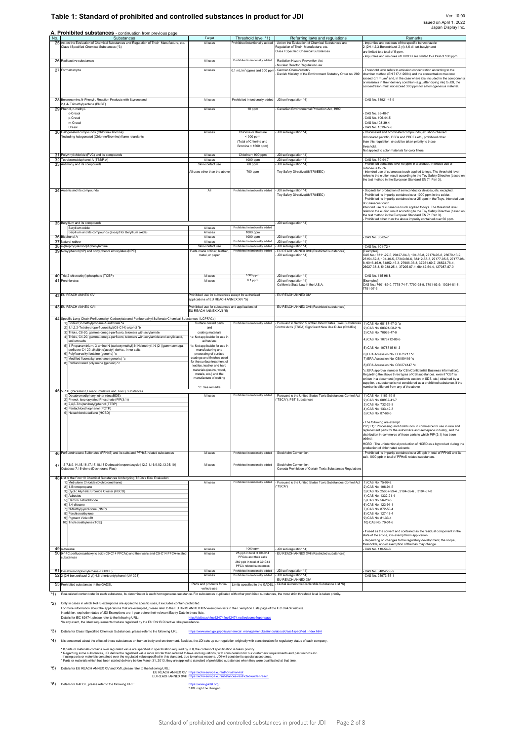## Table 1: Standard of prohibited and controlled substances in product for JDI

Ver. 10.00
Issued on April 1, 2022
Japan Display Inc.

### A. Prohibited substances - continuation from previous page

| No. | Substances | Target | Threshold level *1) | Referring laws and regulations | Remarks |
|---|---|---|---|---|---|
| 25 | Act on the Evaluation of Chemical Substances and Regulation of Their Manufacture, etc. Class I Specified Chemical Substances (*3) | All uses | Prohibited intentionally added | - Act on the Evaluation of Chemical Substances and Regulation of Their Manufacture, etc. Class I Specified Chemical Substances | - Impurities and residues of the specific benzotriazole 2-(2H-1,2,3-Benzotriazol-2-yl)-4,6-di-tert-butylphenol are limited to a total of 5 ppm.<br>- Impurities and residues of HBCDD are limited to a total of 100 ppm. |
| 26 | Radioactive substances | All uses | Prohibited intentionally added | - Radiation Hazard Prevention Act<br>- Nuclear Reactor Regulation Law | |
| 27 | Formaldehyde | All uses | 0.1 mL/m³ (ppm) and 300 ppm | - German ChemVerbotsV<br>- Danish Ministry of the Environment Statutory Order no. 289 | - Threshold level refers to emission concentration according to the chamber method (EN 717-1:2004) and the concentration must not exceed 0.1 mL/m³ and, in the case where it is included in the components or materials in their delivery condition (e.g., after drying ink) to JDI, the concentration must not exceed 300 ppm for a homogeneous material. |
| 28 | Benzenamine,N-Phenyl-, Reaction Products with Styrene and 2,4,4- Trimethylpentene (BNST) | All uses | Prohibited intentionally added | - JDI self-regulation *4) | - CAS No. 68921-45-9 |
| 29 | Phenol, n-methyl-<br>o-Cresol<br>p-Cresol<br>m-Cresol<br>Cresol | All uses | 10 ppm | - Canadian Environmental Protection Act, 1999 | <br>- CAS No. 95-48-7<br>- CAS No. 106-44-5<br>- CAS No.108-39-4<br>- CAS No. 1319-77-3 |
| 30 | Halogenated compounds (Chlorine·Bromine)<br>*Including halogenated (Chlorine/Bromine) flame retardants | All uses | Chlorine or Bromine < 900 ppm<br>(Total of Chlorine and Bromine < 1500 ppm) | - JDI self-regulation *4) | - Chlorinated and brominated compounds, ex. short-chained chlorinated paraffin, PBBs and PBDEs etc., prohibited other than this regulation, should be taken priority to those threshold.<br>Not applied to color materials for color filters. |
| 31 | Polyvinyl chloride (PVC) and its compounds | All uses | Chlorine < 900 ppm | - JDI self-regulation *4) | |
| 32 | Tetrabromobisphenol-A (TBBP-A) | All uses | 1000 ppm | - JDI self-regulation *4) | - CAS No. 79-94-7 |
| 33 | Antimony and its compounds | Skin-contact use | 60 ppm | - JDI self-regulation *4) | - Prohibited contained over 60 ppm in a product, intended use of cutaneous touch. |
| | | All uses other than the above | 700 ppm | - Toy Safety Directive(88/378/EEC) | - Intended use of cutaneous touch applied to toys. The threshold level refers to the elution result according to the Toy Safety Directive (based on the test method in the European Standard EN 71 Part 3). |
| 34 | Arsenic and its compounds | All | Prohibited intentionally added | - JDI self-regulation *4)<br>- Toy Safety Directive(88/378/EEC) | - Dopants for production of semiconductor devices, etc. excepted.<br>- Prohibited its impurity contained over 1000 ppm in the solder.<br>- Prohibited its impurity contained over 25 ppm in the Toys, intended use of cutaneous touch.<br>Intended use of cutaneous touch applied to toys. The threshold level refers to the elution result according to the Toy Safety Directive (based on the test method in the European Standard EN 71 Part 3).<br>- Prohibited other than the above impurity contained over 50 ppm. |
| 35 | Beryllium and its compounds | | | - JDI self-regulation *4) | |
| | Beryllium oxide | All uses | Prohibited intentionally added | | |
| | Beryllium and its compounds (except for Beryllium oxide) | All uses | 1000 ppm | | |
| 36 | Bisphenol A | All uses | 1000 ppm | - JDI self-regulation *4) | - CAS No. 80-05-7 |
| 37 | Natural rubber | All uses | Prohibited intentionally added | - JDI self-regulation *4) | |
| 38 | 4-(Isopropylamino)diphenylamine | Skin-contact use | Prohibited intentionally added | - JDI self-regulation *4) | - CAS No. 101-72-4 |
| 39 | Nonylphenol (NP) and nonylphenol ethoxylates (NPE) | Parts made of fiber, leather, metal, or paper | Prohibited intentionally added | - EU REACH ANNEX XVII (Restricted substances)<br>- JDI self-regulation *4) | [Examples]<br>CAS No.: 7311-27-5, 20427-84-3, 104-35-8, 27176-93-8, 26679-13-2, 25154-52-3, 104-40-5, 37340-60-6, 68412-53-3, 27177-05-5, 27177-08-8, 9016-45-9, 84852-15-3, 27986-36-3, 37251-69-7, 26523-78-4, 26027-38-3, 51938-25-1, 37205-87-1, 68412-54-4, 127087-87-0 |
| 40 | Tris(2-chloroethyl) phosphate (TCEP) | All uses | 1000 ppm | - JDI self-regulation *4) | - CAS No. 115-96-8 |
| 41 | Perchlorates | All uses | 0.1 ppm | - JDI self-regulation *4)<br>- California State Law in the U.S.A. | [Examples]<br>CAS No.: 7601-89-0, 7778-74-7, 7790-98-9, 7791-03-9, 10034-81-8, 7791-07-3 |
| 42 | EU REACH ANNEX XIV | Prohibited use for substances except for authorized applications of EU REACH ANNEX XIV *5) | | - EU REACH ANNEX XIV | |
| 43 | EU REACH ANNEX XVII | Prohibited use for substances and applications of EU REACH ANNEX XVII *5) | | - EU REACH ANNEX XVII (Restricted substances) | |
| 44 | Specific Long-Chain Perfluoroalkyl Carboxylate and Perfluoroalkyl Sulfonate Chemical Substances (LCPFACs)<br>1) Sodium;2-methylpropane-1-sulfonate *a<br>2) 1,1,2,2-Tetrahydroperfluoroalkyl(C8-C14) alcohol *b<br>3) Thiols, C8-20, gamma-omega-perfluoro, telomers with acrylamide<br>4) Thiols, C4-20, gamma-omega-perfluoro, telomers with acrylamide and acrylic acid, sodium salts<br>5) 1-Propanaminium, 3-amino-N-(carboxymethyl)-N,Ndimethyl-,N-(2-[(gammaomega-perfluoro-C4-20-alkyl)thio]acetyl) derivs., inner salts<br>6) Polyfluoroalkyl betaine (generic) *c<br>7) Modified fluoroalkyl urethane (generic) *c<br>8) Perfluorinated polyamine (generic) *c | Surface coated parts and coating materials<br>*a: Not applicable for use in adhesives<br>*b: Not applicable for use in manufacturing and processing of surface coatings and finishes used for the surface treatment of textiles, leather and hard materials (resins, wood, metals, etc.) and the manufacture of wetting<br>*c: See remarks | Prohibited intentionally added | - Pursuant to Section 5 of the United States Toxic Substances Control Act's (TSCA) Significant New Use Rules (SNURs) | 1) CAS No. 68187-47-3 *a<br>2) CAS No. 68391-08-2 *b<br>3) CAS No. 70969-47-0<br>4) CAS No. 1078712-88-5<br>5) CAS No. 1078715-61-3<br>6) EPA Accession No. CBI 71217 *c<br>7) EPA Accession No. CBI 89419 *c<br>8) EPA Accession No. CBI 274147 *c<br>*c: EPA approval number for CBI (Confidential Business Information). Regarding the above three types of CBI substances, even if "CBI" is written in a document (ingredients section in SDS, etc.) obtained by a supplier, a substance is not considered as a prohibited substance, if the number is different from any of the above. |
| 45 | 5 PBT (Persistent, Bioaccumulative and Toxic) Substances<br>1) Decabromodiphenyl ether (decaBDE)<br>2) Phenol, isopropylated Phosphate (PIP(3:1))<br>3) 2,4,6-Tris(tert-butyl)phenol (TTBP)<br>4) Pentachlorothiophenol (PCTP)<br>5) Hexachlorobutadiene (HCBD) | All uses | Prohibited intentionally added | - Pursuant to the United States Toxic Substances Control Act ("TSCA"), PBT Substances | 1) CAS No. 1163-19-5<br>2) CAS No. 68937-41-7<br>3) CAS No. 732-26-3<br>4) CAS No. 133-49-3<br>5) CAS No. 87-68-3<br>- The following are exempt.<br>PIP(3:1) : Processing and distribution in commerce for use in new and replacement parts for the automotive and aerospace industry, and the distribution in commerce of those parts to which PIP (3:1) has been added;<br>HCBD : The unintentional production of HCBD as a byproduct during the production of chlorinated solvents |
| 46 | Perfluorohexane Sulfonates (PFHxS) and its salts and PFHxS-related substances | All uses | Prohibited intentionally added | - Stockholm Convention | - Prohibited its impurity contained over 25 ppb in total of PFHxS and its salt, 1000 ppb in total of PFHxS-related substances. |
| 47 | 1,6,7,8,9,14,15,16,17,17,18,18 Dodecachloropentacyclo [12.2.1.16,9.02.13.05,10] Octadeca-7,15-diene (Dechlorane Plus) | All uses | Prohibited intentionally added | - Stockholm Convention<br>- Canada Prohibition of Certain Toxic Substances Regulations | |
| 48 | List of the First 10 Chemical Substances Undergoing TSCA's Risk Evaluation<br>1) Methylene Chloride (Dichloromethane)<br>2) 1-Bromopropane<br>3) Cyclic Aliphatic Bromide Cluster (HBCD)<br>4) Asbestos<br>5) Carbon Tetrachloride<br>6) 1,4-dioxane<br>7) N-Methylpyrrolidone (NMP)<br>8) Perchloroethylene<br>9) Pigment Violet 29<br>10) Trichloroethylene (TCE) | All uses | Prohibited intentionally added | - Pursuant to the United States Toxic Substances Control Act ("TSCA") | 1) CAS No. 75-09-2<br>2) CAS No. 106-94-5<br>3) CAS No. 25637-99-4 , 3194-55-6 , 3194-57-8<br>4) CAS No. 1332-21-4<br>5) CAS No. 56-23-5<br>6) CAS No. 123-91-1<br>7) CAS No. 872-50-4<br>8) CAS No. 127-18-4<br>9) CAS No. 81-33-4<br>10) CAS No. 79-01-6<br>- If used as the solvent and contained as the residual component in the state of the article, it is exempt from application.<br>- Depending on changes to the regulatory development, the scope, thresholds, and/or exemption of the ban may change. |
| 49 | n-Hexane | All uses | 1000 ppm | - JDI self-regulation *4) | - CAS No. 110-54-3 |
| 50 | 9-14C perfluorocarboxylic acid (C9-C14 PFCAs) and their salts and C9-C14 PFCA-related substances | All uses | 25 ppb in total of C9-C14 PFCAs and their salts<br>260 ppb in total of C9-C14 PFCA-related substances | - EU REACH ANNEX XVII (Restricted substances) | |
| 51 | Decabromodiphenylethane (DBDPE) | All uses | Prohibited intentionally added | - JDI self-regulation *4) | - CAS No. 84852-53-9 |
| 52 | 2-(2H-benzotriazol-2-yl)-4,6-ditertpentylphenol (UV-328) | All uses | Prohibited intentionally added | - JDI self-regulation *4)<br>- EU REACH ANNEX XIV | - CAS No. 25973-55-1 |
| 53 | Prohibited substances in the GADSL | Parts and products for in-vehicle use | Limits specified in the GADSL | - Global Automotive Declarable Substance List *6) | |

*1) If calculated content rate for each substance, its denominator is each homogeneous substance. For substances duplicated with other prohibited substances, the most strict threshold level is taken priority.

*2) Only in cases in which RoHS exemptions are applied to specific uses, it excludes contain-prohibited.
For more information about the applications that are exempted, please refer to the EU RoHS ANNEX III/IV exemption lists in the Exemption Lists page of the IEC 62474 website.
In addition, expiration dates of JDI Exemptions are 1 year before their relevant Expiry Date in these lists.
Details for IEC 62474, please refer to the following URL: http://std.iec.ch/iec62474/iec62474.nsf/welcome?openpage
*In any event, the latest requirements that are regulated by the EU RoHS Directive take precedence.

*3) Details for Class I Specified Chemical Substances, please refer to the following URL: https://www.meti.go.jp/policy/chemical_management/kasinhou/about/class1specified_index.html

*4) It is concerned about the effect of those substances on human body and environment. Besides, the JDI sets up our regulation originally with consideration for regulatory status of each company.

* If parts or materials contains over regulated value are specified in specification required by JDI, the content of specification is taken priority.
* Regarding some substances, JDI define the regulated value more stricter than referred to laws and regulations, with consideration for our customers' requirements and past records etc.
* If using parts or materials contained over the regulated value specified in this standard, due to various reasons, JDI will consider its special acceptance.
* Parts or materials which has been started delivery before March 31, 2013, they are applied to standard of prohibited substances when they were qualificated at that time.

*5) Details for EU REACH ANNEX XIV and XVII, please refer to the following URL:
EU REACH ANNEX XIV: https://echa.europa.eu/authorisation-list
EU REACH ANNEX XVII: https://echa.europa.eu/substances-restricted-under-reach

*6) Details for GADSL, please refer to the following URL: https://www.gadsl.org/
*URL might be changed.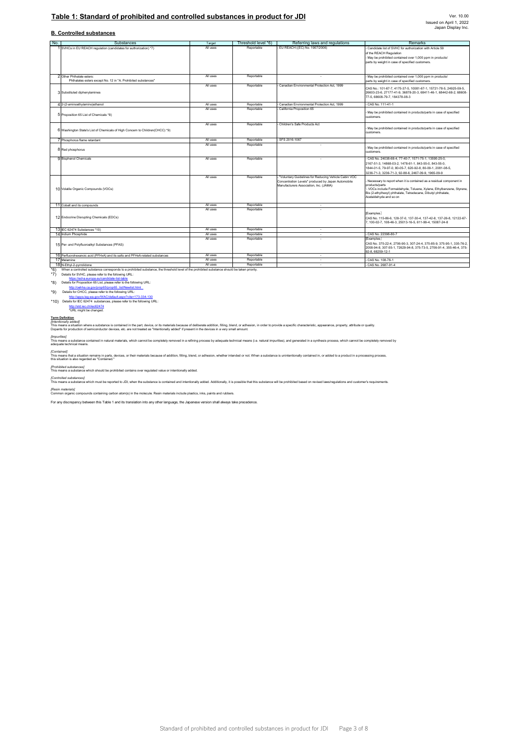## Table 1: Standard of prohibited and controlled substances in product for JDI

Ver. 10.00
Issued on April 1, 2022
Japan Display Inc.

### B. Controlled substances

| No. | Substances | Target | Threshold level *6) | Referring laws and regulations | Remarks |
|---|---|---|---|---|---|
| 1 | SVHCs in EU REACH regulation (candidates for authorization) *7) | All uses | Reportable | - EU REACH ((EC) No. 1907/2006) | - Candidate list of SVHC for authorization with Article 59 of the REACH Regulation<br>- May be prohibited contained over 1,000 ppm in products/ parts by weight in case of specified customers. |
| 2 | Other Phthalate esters:<br>Phthalates esters except No. 12 in "A. Prohibited substances" | All uses | Reportable | - | - May be prohibited contained over 1,000 ppm in products/ parts by weight in case of specified customers. |
| 3 | Substituted diphenylamines | All uses | Reportable | - Canadian Environmental Protection Act, 1999 | CAS No.: 101-67-7, 4175-37-5, 10081-67-1, 15721-78-5, 24925-59-5, 26603-23-6, 27177-41-9, 36878-20-3, 68411-46-1, 68442-68-2, 68608-77-5, 68608-79-7, 184378-08-3 |
| 4 | 2-(2-aminoethylamino)ethanol | All uses | Reportable | - Canadian Environmental Protection Act, 1999 | - CAS No. 111-41-1 |
| 5 | Proposition 65 List of Chemicals *8) | All uses | Reportable | - California Proposition 65 | - May be prohibited contained in products/parts in case of specified customers. |
| 6 | Washington State's List of Chemicals of High Concern to Children(CHCC) *9) | All uses | Reportable | - Children's Safe Products Act | - May be prohibited contained in products/parts in case of specified customers. |
| 7 | Phosphorus flame retardant | All uses | Reportable | - SFS 2016:1067 | |
| 8 | Red phosphorus | All uses | Reportable | - | - May be prohibited contained in products/parts in case of specified customers. |
| 9 | Bisphenol Chemicals | All uses | Reportable | - | - CAS No. 24038-68-4, 77-40-7, 1571-75-1, 13595-25-0, 2167-51-3, 14868-03-2, 1478-61-1, 843-55-0, 843-55-0, 1844-01-5, 79-97-0, 80-05-7, 620-92-8, 80-09-1, 2081-08-5, 3236-71-3, 3236-71-3, 92-88-6, 2467-09-9, 1965-09-9 |
| 10 | Volatile Organic Compounds (VOCs) | All uses | Reportable | - "Voluntary Guidelines for Reducing Vehicle Cabin VOC Concentration Levels" produced by Japan Automobile Manufacturers Association, Inc. (JAMA) | - Necessary to report when it is contained as a residual component in products/parts<br>- VOCs include Formaldehyde, Toluene, Xylene, Ethylbenzene, Styrene, Bis (2-ethylhexyl) phthalate, Tetradecane, Dibutyl phthalate, Acetaldehyde and so on |
| 11 | Cobalt and its compounds | All uses | Reportable | - | |
| 12 | Endocrine Disrupting Chemicals (EDCs) | All uses | Reportable | - | [Examples]<br>CAS No. 115-86-6, 128-37-0, 137-30-4, 137-42-8, 137-26-8, 12122-67-7, 100-02-7, 108-46-3, 25013-16-5, 611-99-4, 15087-24-8 |
| 13 | IEC 62474 Substances *10) | All uses | Reportable | - | |
| 14 | Indium Phosphide | All uses | Reportable | - | - CAS No. 22398-80-7 |
| 15 | Per- and Polyfluoroalkyl Substances (PFAS) | All uses | Reportable | - | [Examples]<br>CAS No. 375-22-4, 2706-90-3, 307-24-4, 375-85-9, 375-95-1, 335-76-2, 2058-94-8, 307-55-1, 72629-94-8, 375-73-5, 2706-91-4, 355-46-4, 375-92-8, 68259-12-1 |
| 16 | Perfluorohexanoic acid (PFHxA) and its salts and PFHxA-related substances | All uses | Reportable | - | |
| 17 | Melamine | All uses | Reportable | - | - CAS No. 108-78-1 |
| 18 | N-Ethyl-2-pyrrolidone | All uses | Reportable | - | - CAS No. 2687-91-4 |

*6) When a controlled substance corresponds to a prohibited substance, the threshold level of the prohibited substance should be taken priority.
*7) Details for SVHC, please refer to the following URL:
https://echa.europa.eu/candidate-list-table
*8) Details for Proposition 65 List, please refer to the following URL:
http://oehha.ca.gov/prop65/prop65_list/Newlist.html
*9) Details for CHCC, please refer to the following URL:
http://apps.leg.wa.gov/WAC/default.aspx?cite=173-334-130
*10) Details for IEC 62474 substances, please refer to the following URL:
http://std.iec.ch/iec62474
*URL might be changed.

**Term Definition**

*[Intentionally added]*
This means a situation where a substance is contained in the part, device, or its materials because of deliberate addition, filling, blend, or adhesion, in order to provide a specific characteristic, appearance, property, attribute or quality.
Dopants for production of semiconductor devices, etc. are not treated as "intentionally added" if present in the devices in a very small amount.

*[Impurities]*
This means a substance contained in natural materials, which cannot be completely removed in a refining process by adequate technical means (i.e. natural impurities), and generated in a synthesis process, which cannot be completely removed by adequate technical means.

*[Contained]*
This means that a situation remains in parts, devices, or their materials because of addition, filling, blend, or adhesion, whether intended or not. When a substance is unintentionally contained in, or added to a product in a processing process, this situation is also regarded as "Contained."

*[Prohibited substances]*
This means a substance which should be prohibited contains over regulated value or intentionally added.

*[Controlled substances]*
This means a substance which must be reported to JDI, when the substance is contained and intentionally added. Additionally, it is possible that this substance will be prohibited based on revised laws/regulations and customer's requirements.

*[Resin materials]*
Common organic compounds containing carbon atom(s) in the molecule. Resin materials include plastics, inks, paints and rubbers.

For any discrepancy between this Table 1 and its translation into any other language, the Japanese version shall always take precedence.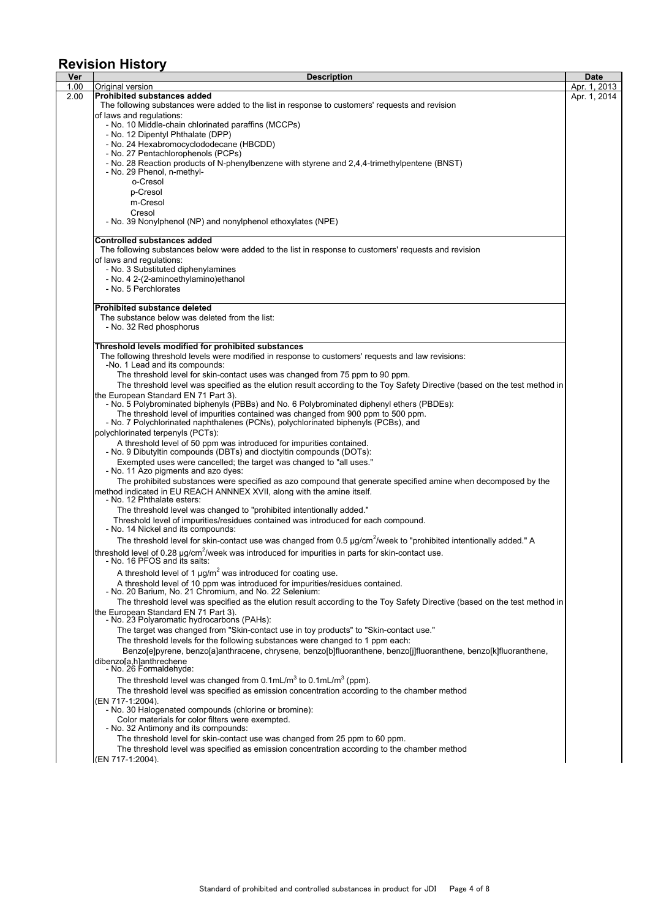## Revision History

| Ver | Description | Date |
|---|---|---|
| 1.00 | Original version | Apr. 1, 2013 |
| 2.00 | **Prohibited substances added**<br>The following substances were added to the list in response to customers' requests and revision of laws and regulations:<br>- No. 10 Middle-chain chlorinated paraffins (MCCPs)<br>- No. 12 Dipentyl Phthalate (DPP)<br>- No. 24 Hexabromocyclododecane (HBCDD)<br>- No. 27 Pentachlorophenols (PCPs)<br>- No. 28 Reaction products of N-phenylbenzene with styrene and 2,4,4-trimethylpentene (BNST)<br>- No. 29 Phenol, n-methyl-<br>o-Cresol<br>p-Cresol<br>m-Cresol<br>Cresol<br>- No. 39 Nonylphenol (NP) and nonylphenol ethoxylates (NPE) | Apr. 1, 2014 |
| | **Controlled substances added**<br>The following substances below were added to the list in response to customers' requests and revision of laws and regulations:<br>- No. 3 Substituted diphenylamines<br>- No. 4 2-(2-aminoethylamino)ethanol<br>- No. 5 Perchlorates | |
| | **Prohibited substance deleted**<br>The substance below was deleted from the list:<br>- No. 32 Red phosphorus | |
| | **Threshold levels modified for prohibited substances**<br>The following threshold levels were modified in response to customers' requests and law revisions:<br>-No. 1 Lead and its compounds:<br>The threshold level for skin-contact uses was changed from 75 ppm to 90 ppm.<br>The threshold level was specified as the elution result according to the Toy Safety Directive (based on the test method in the European Standard EN 71 Part 3).<br>- No. 5 Polybrominated biphenyls (PBBs) and No. 6 Polybrominated diphenyl ethers (PBDEs):<br>The threshold level of impurities contained was changed from 900 ppm to 500 ppm.<br>- No. 7 Polychlorinated naphthalenes (PCNs), polychlorinated biphenyls (PCBs), and polychlorinated terpenyls (PCTs):<br>A threshold level of 50 ppm was introduced for impurities contained.<br>- No. 9 Dibutyltin compounds (DBTs) and dioctyltin compounds (DOTs):<br>Exempted uses were cancelled; the target was changed to "all uses."<br>- No. 11 Azo pigments and azo dyes:<br>The prohibited substances were specified as azo compound that generate specified amine when decomposed by the method indicated in EU REACH ANNNEX XVII, along with the amine itself.<br>- No. 12 Phthalate esters:<br>The threshold level was changed to "prohibited intentionally added."<br>Threshold level of impurities/residues contained was introduced for each compound.<br>- No. 14 Nickel and its compounds:<br>The threshold level for skin-contact use was changed from 0.5 μg/cm$^2$/week to "prohibited intentionally added." A threshold level of 0.28 μg/cm$^2$/week was introduced for impurities in parts for skin-contact use.<br>- No. 16 PFOS and its salts:<br>A threshold level of 1 μg/m$^2$ was introduced for coating use.<br>A threshold level of 10 ppm was introduced for impurities/residues contained.<br>- No. 20 Barium, No. 21 Chromium, and No. 22 Selenium:<br>The threshold level was specified as the elution result according to the Toy Safety Directive (based on the test method in the European Standard EN 71 Part 3).<br>- No. 23 Polyarocarbons (PAHs):<br>The target was changed from "Skin-contact use in toy products" to "Skin-contact use."<br>The threshold levels for the following substances were changed to 1 ppm each:<br>Benzo[e]pyrene, benzo[a]anthracene, chrysene, benzo[b]fluoranthene, benzo[j]fluoranthene, benzo[k]fluoranthene, dibenzo[a,h]anthrechene<br>- No. 26 Formaldehyde:<br>The threshold level was changed from 0.1mL/m$^3$ to 0.1mL/m$^3$ (ppm).<br>The threshold level was specified as emission concentration according to the chamber method (EN 717-1:2004).<br>- No. 30 Halogenated compounds (chlorine or bromine):<br>Color materials for color filters were exempted.<br>- No. 32 Antimony and its compounds:<br>The threshold level for skin-contact use was changed from 25 ppm to 60 ppm.<br>The threshold level was specified as emission concentration according to the chamber method (EN 717-1:2004). | |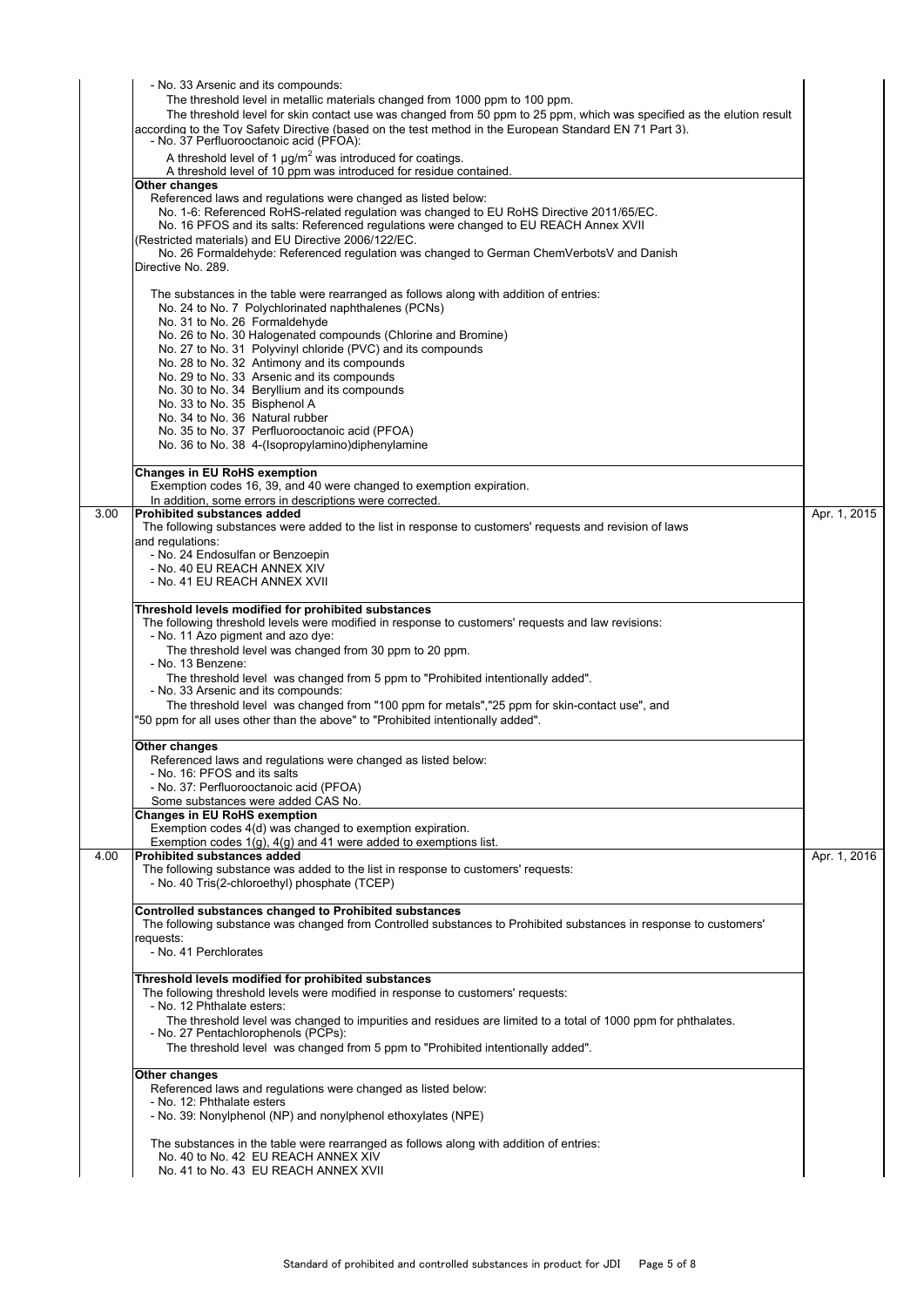| | | |
|---|---|---|
| | - No. 33 Arsenic and its compounds:<br>The threshold level in metallic materials changed from 1000 ppm to 100 ppm.<br>The threshold level for skin contact use was changed from 50 ppm to 25 ppm, which was specified as the elution result according to the Toy Safety Directive (based on the test method in the European Standard EN 71 Part 3).<br>- No. 37 Perfluorooctanoic acid (PFOA):<br>A threshold level of 1 $\mu g/m^2$ was introduced for coatings.<br>A threshold level of 10 ppm was introduced for residue contained. | |
| | **Other changes**<br>Referenced laws and regulations were changed as listed below:<br>No. 1-6: Referenced RoHS-related regulation was changed to EU RoHS Directive 2011/65/EC.<br>No. 16 PFOS and its salts: Referenced regulations were changed to EU REACH Annex XVII (Restricted materials) and EU Directive 2006/122/EC.<br>No. 26 Formaldehyde: Referenced regulation was changed to German ChemVerbotsV and Danish Directive No. 289.<br><br>The substances in the table were rearranged as follows along with addition of entries:<br>No. 24 to No. 7 Polychlorinated naphthalenes (PCNs)<br>No. 31 to No. 26 Formaldehyde<br>No. 26 to No. 30 Halogenated compounds (Chlorine and Bromine)<br>No. 27 to No. 31 Polyvinyl chloride (PVC) and its compounds<br>No. 28 to No. 32 Antimony and its compounds<br>No. 29 to No. 33 Arsenic and its compounds<br>No. 30 to No. 34 Beryllium and its compounds<br>No. 33 to No. 35 Bisphenol A<br>No. 34 to No. 36 Natural rubber<br>No. 35 to No. 37 Perfluorooctanoic acid (PFOA)<br>No. 36 to No. 38 4-(Isopropylamino)diphenylamine | |
| | **Changes in EU RoHS exemption**<br>Exemption codes 16, 39, and 40 were changed to exemption expiration.<br>In addition, some errors in descriptions were corrected. | |
| 3.00 | **Prohibited substances added**<br>The following substances were added to the list in response to customers' requests and revision of laws and regulations:<br>- No. 24 Endosulfan or Benzoepin<br>- No. 40 EU REACH ANNEX XIV<br>- No. 41 EU REACH ANNEX XVII | Apr. 1, 2015 |
| | **Threshold levels modified for prohibited substances**<br>The following threshold levels were modified in response to customers' requests and law revisions:<br>- No. 11 Azo pigment and azo dye:<br>The threshold level was changed from 30 ppm to 20 ppm.<br>- No. 13 Benzene:<br>The threshold level was changed from 5 ppm to "Prohibited intentionally added".<br>- No. 33 Arsenic and its compounds:<br>The threshold level was changed from "100 ppm for metals","25 ppm for skin-contact use", and "50 ppm for all uses other than the above" to "Prohibited intentionally added". | |
| | **Other changes**<br>Referenced laws and regulations were changed as listed below:<br>- No. 16: PFOS and its salts<br>- No. 37: Perfluorooctanoic acid (PFOA)<br>Some substances were added CAS No. | |
| | **Changes in EU RoHS exemption**<br>Exemption codes 4(d) was changed to exemption expiration.<br>Exemption codes 1(g), 4(g) and 41 were added to exemptions list. | |
| 4.00 | **Prohibited substances added**<br>The following substance was added to the list in response to customers' requests:<br>- No. 40 Tris(2-chloroethyl) phosphate (TCEP) | Apr. 1, 2016 |
| | **Controlled substances changed to Prohibited substances**<br>The following substance was changed from Controlled substances to Prohibited substances in response to customers' requests:<br>- No. 41 Perchlorates | |
| | **Threshold levels modified for prohibited substances**<br>The following threshold levels were modified in response to customers' requests:<br>- No. 12 Phthalate esters:<br>The threshold level was changed to impurities and residues are limited to a total of 1000 ppm for phthalates.<br>- No. 27 Pentachlorophenols (PCPs):<br>The threshold level was changed from 5 ppm to "Prohibited intentionally added". | |
| | **Other changes**<br>Referenced laws and regulations were changed as listed below:<br>- No. 12: Phthalate esters<br>- No. 39: Nonylphenol (NP) and nonylphenol ethoxylates (NPE)<br><br>The substances in the table were rearranged as follows along with addition of entries:<br>No. 40 to No. 42 EU REACH ANNEX XIV<br>No. 41 to No. 43 EU REACH ANNEX XVII | |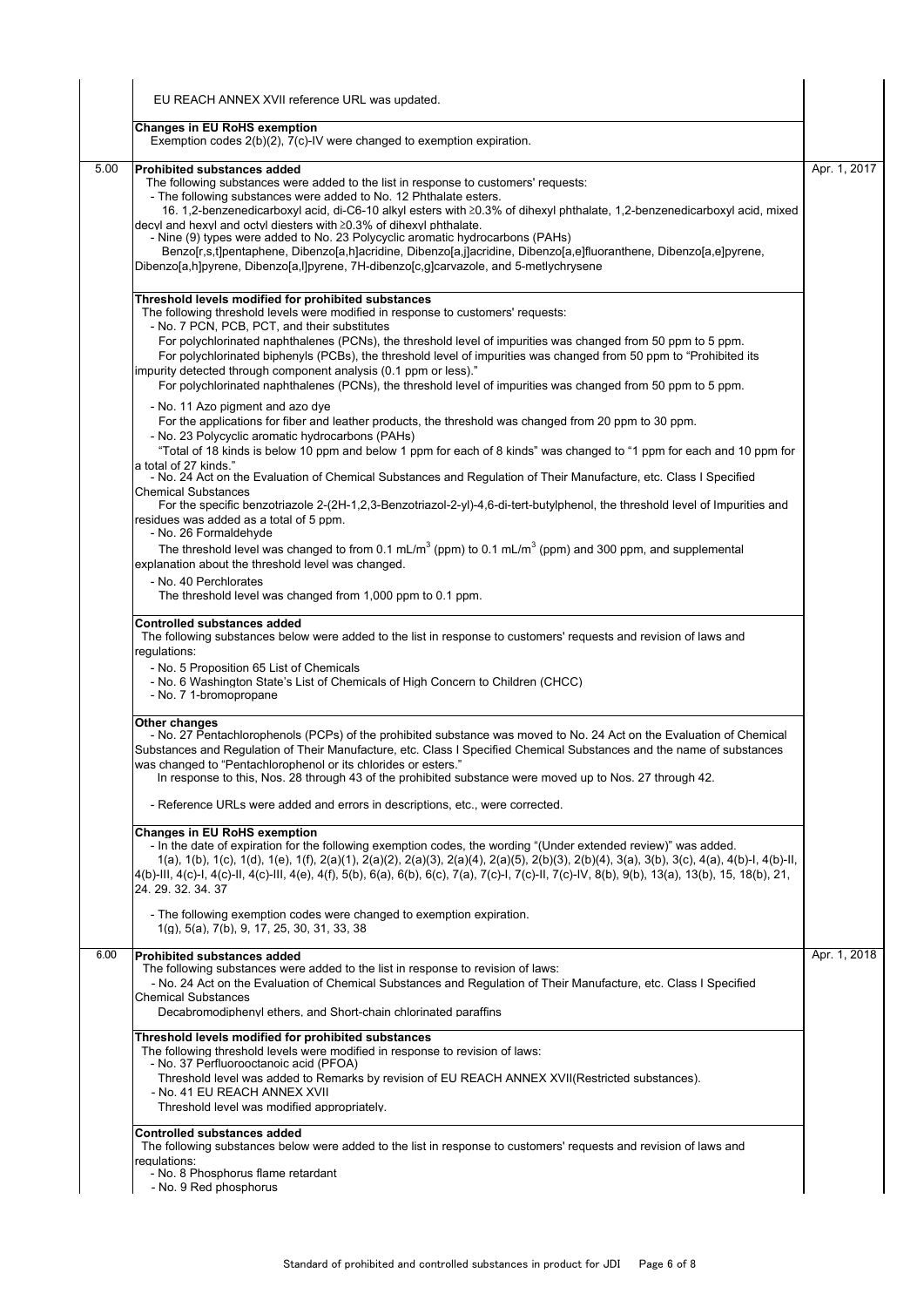| | | |
|---|---|---|
| | EU REACH ANNEX XVII reference URL was updated.<br><br>**Changes in EU RoHS exemption**<br>Exemption codes 2(b)(2), 7(c)-IV were changed to exemption expiration. | |
| 5.00 | **Prohibited substances added**<br>The following substances were added to the list in response to customers' requests:<br>- The following substances were added to No. 12 Phthalate esters.<br>16. 1,2-benzenedicarboxyl acid, di-C6-10 alkyl esters with ≥0.3% of dihexyl phthalate, 1,2-benzenedicarboxyl acid, mixed decyl and hexyl and octyl diesters with ≥0.3% of dihexyl phthalate.<br>- Nine (9) types were added to No. 23 Polycyclic aromatic hydrocarbons (PAHs)<br>Benzo[r,s,t]pentaphene, Dibenzo[a,h]acridine, Dibenzo[a,j]acridine, Dibenzo[a,e]fluoranthene, Dibenzo[a,e]pyrene, Dibenzo[a,h]pyrene, Dibenzo[a,l]pyrene, 7H-dibenzo[c,g]carvazole, and 5-metlychrysene<br><br>**Threshold levels modified for prohibited substances**<br>The following threshold levels were modified in response to customers' requests:<br>- No. 7 PCN, PCB, PCT, and their substitutes<br>For polychlorinated naphthalenes (PCNs), the threshold level of impurities was changed from 50 ppm to 5 ppm.<br>For polychlorinated biphenyls (PCBs), the threshold level of impurities was changed from 50 ppm to "Prohibited its impurity detected through component analysis (0.1 ppm or less)."<br>For polychlorinated naphthalenes (PCNs), the threshold level of impurities was changed from 50 ppm to 5 ppm.<br>- No. 11 Azo pigment and azo dye<br>For the applications for fiber and leather products, the threshold was changed from 20 ppm to 30 ppm.<br>- No. 23 Polycyclic aromatic hydrocarbons (PAHs)<br>"Total of 18 kinds is below 10 ppm and below 1 ppm for each of 8 kinds" was changed to "1 ppm for each and 10 ppm for a total of 27 kinds."<br>- No. 24 Act on the Evaluation of Chemical Substances and Regulation of Their Manufacture, etc. Class I Specified Chemical Substances<br>For the specific benzotriazole 2-(2H-1,2,3-Benzotriazol-2-yl)-4,6-di-tert-butylphenol, the threshold level of Impurities and residues was added as a total of 5 ppm.<br>- No. 26 Formaldehyde<br>The threshold level was changed to from 0.1 mL/$m^3$ (ppm) to 0.1 mL/$m^3$ (ppm) and 300 ppm, and supplemental explanation about the threshold level was changed.<br>- No. 40 Perchlorates<br>The threshold level was changed from 1,000 ppm to 0.1 ppm.<br><br>**Controlled substances added**<br>The following substances below were added to the list in response to customers' requests and revision of laws and regulations:<br>- No. 5 Proposition 65 List of Chemicals<br>- No. 6 Washington State's List of Chemicals of High Concern to Children (CHCC)<br>- No. 7 1-bromopropane<br><br>**Other changes**<br>- No. 27 Pentachlorophenols (PCPs) of the prohibited substance was moved to No. 24 Act on the Evaluation of Chemical Substances and Regulation of Their Manufacture, etc. Class I Specified Chemical Substances and the name of substances was changed to "Pentachlorophenol or its chlorides or esters."<br>In response to this, Nos. 28 through 43 of the prohibited substance were moved up to Nos. 27 through 42.<br>- Reference URLs were added and errors in descriptions, etc., were corrected.<br><br>**Changes in EU RoHS exemption**<br>- In the date of expiration for the following exemption codes, the wording "(Under extended review)" was added.<br>1(a), 1(b), 1(c), 1(d), 1(e), 1(f), 2(a)(1), 2(a)(2), 2(a)(3), 2(a)(4), 2(a)(5), 2(b)(3), 2(b)(4), 3(a), 3(b), 3(c), 4(a), 4(b)-I, 4(b)-II, 4(b)-III, 4(c)-I, 4(c)-II, 4(c)-III, 4(e), 4(f), 5(b), 6(a), 6(b), 6(c), 7(a), 7(c)-I, 7(c)-II, 7(c)-IV, 8(b), 9(b), 13(a), 13(b), 15, 18(b), 21, 24. 29. 32. 34. 37<br>- The following exemption codes were changed to exemption expiration.<br>1(g), 5(a), 7(b), 9, 17, 25, 30, 31, 33, 38 | Apr. 1, 2017 |
| 6.00 | **Prohibited substances added**<br>The following substances were added to the list in response to revision of laws:<br>- No. 24 Act on the Evaluation of Chemical Substances and Regulation of Their Manufacture, etc. Class I Specified Chemical Substances<br>Decabromodiphenyl ethers, and Short-chain chlorinated paraffins<br><br>**Threshold levels modified for prohibited substances**<br>The following threshold levels were modified in response to revision of laws:<br>- No. 37 Perfluorooctanoic acid (PFOA)<br>Threshold level was added to Remarks by revision of EU REACH ANNEX XVII(Restricted substances).<br>- No. 41 EU REACH ANNEX XVII<br>Threshold level was modified appropriately.<br><br>**Controlled substances added**<br>The following substances below were added to the list in response to customers' requests and revision of laws and regulations:<br>- No. 8 Phosphorus flame retardant<br>- No. 9 Red phosphorus | Apr. 1, 2018 |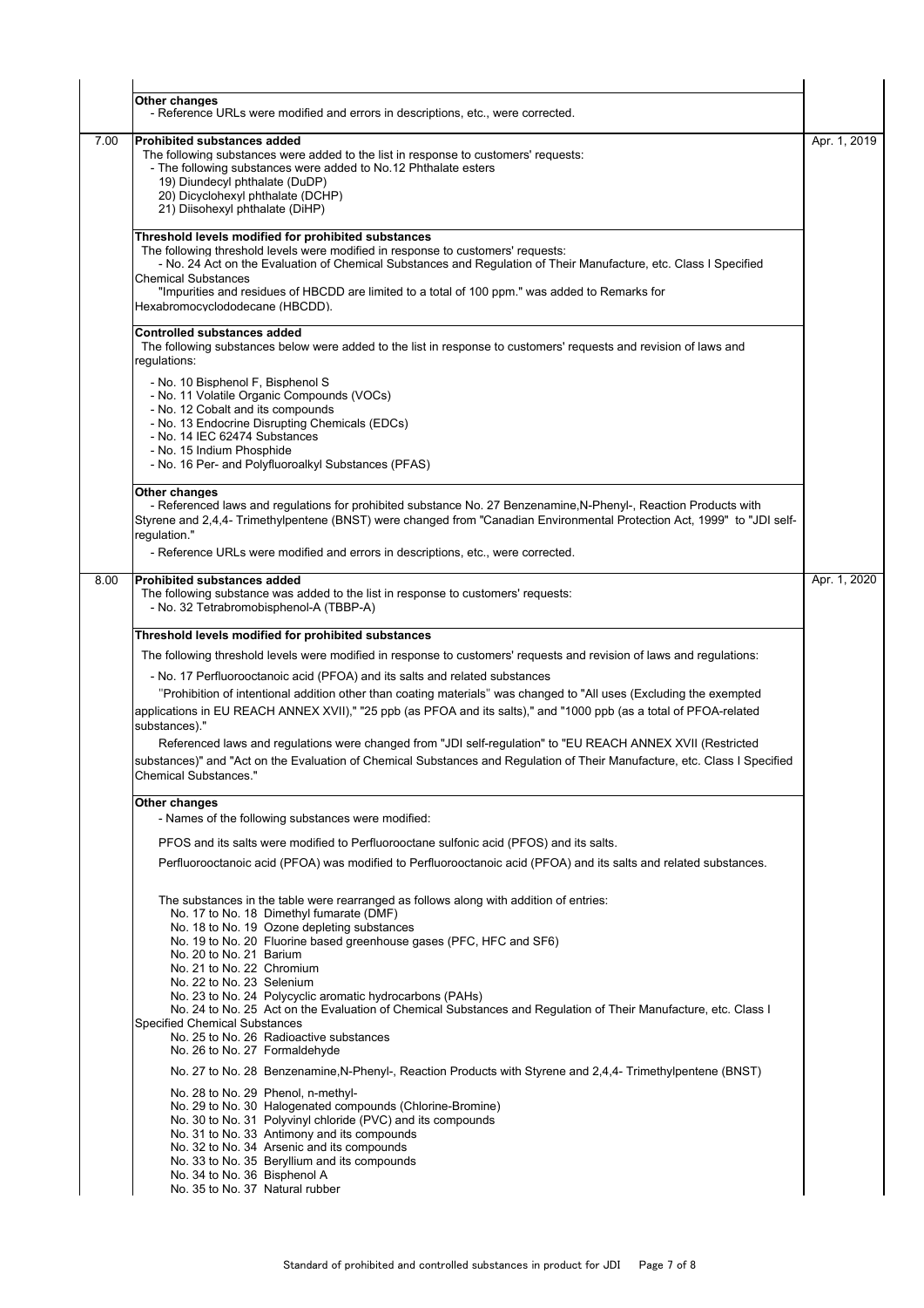| | | |
|---|---|---|
| | **Other changes**<br>- Reference URLs were modified and errors in descriptions, etc., were corrected. | |
| 7.00 | **Prohibited substances added**<br>The following substances were added to the list in response to customers' requests:<br>- The following substances were added to No.12 Phthalate esters<br>19) Diundecyl phthalate (DuDP)<br>20) Dicyclohexyl phthalate (DCHP)<br>21) Diisohexyl phthalate (DiHP)<br><br>**Threshold levels modified for prohibited substances**<br>The following threshold levels were modified in response to customers' requests:<br>- No. 24 Act on the Evaluation of Chemical Substances and Regulation of Their Manufacture, etc. Class I Specified Chemical Substances<br>"Impurities and residues of HBCDD are limited to a total of 100 ppm." was added to Remarks for Hexabromocyclododecane (HBCDD).<br><br>**Controlled substances added**<br>The following substances below were added to the list in response to customers' requests and revision of laws and regulations:<br>- No. 10 Bisphenol F, Bisphenol S<br>- No. 11 Volatile Organic Compounds (VOCs)<br>- No. 12 Cobalt and its compounds<br>- No. 13 Endocrine Disrupting Chemicals (EDCs)<br>- No. 14 IEC 62474 Substances<br>- No. 15 Indium Phosphide<br>- No. 16 Per- and Polyfluoroalkyl Substances (PFAS)<br><br>**Other changes**<br>- Referenced laws and regulations for prohibited substance No. 27 Benzenamine,N-Phenyl-, Reaction Products with Styrene and 2,4,4- Trimethylpentene (BNST) were changed from "Canadian Environmental Protection Act, 1999" to "JDI self-regulation."<br>- Reference URLs were modified and errors in descriptions, etc., were corrected. | Apr. 1, 2019 |
| 8.00 | **Prohibited substances added**<br>The following substance was added to the list in response to customers' requests:<br>- No. 32 Tetrabromobisphenol-A (TBBP-A)<br><br>**Threshold levels modified for prohibited substances**<br>The following threshold levels were modified in response to customers' requests and revision of laws and regulations:<br>- No. 17 Perfluorooctanoic acid (PFOA) and its salts and related substances<br>"Prohibition of intentional addition other than coating materials" was changed to "All uses (Excluding the exempted applications in EU REACH ANNEX XVII)," "25 ppb (as PFOA and its salts)," and "1000 ppb (as a total of PFOA-related substances)."<br>Referenced laws and regulations were changed from "JDI self-regulation" to "EU REACH ANNEX XVII (Restricted substances)" and "Act on the Evaluation of Chemical Substances and Regulation of Their Manufacture, etc. Class I Specified Chemical Substances."<br><br>**Other changes**<br>- Names of the following substances were modified:<br>PFOS and its salts were modified to Perfluorooctane sulfonic acid (PFOS) and its salts.<br>Perfluorooctanoic acid (PFOA) was modified to Perfluorooctanoic acid (PFOA) and its salts and related substances.<br><br>The substances in the table were rearranged as follows along with addition of entries:<br>No. 17 to No. 18 Dimethyl fumarate (DMF)<br>No. 18 to No. 19 Ozone depleting substances<br>No. 19 to No. 20 Fluorine based greenhouse gases (PFC, HFC and SF6)<br>No. 20 to No. 21 Barium<br>No. 21 to No. 22 Chromium<br>No. 22 to No. 23 Selenium<br>No. 23 to No. 24 Polycyclic aromatic hydrocarbons (PAHs)<br>No. 24 to No. 25 Act on the Evaluation of Chemical Substances and Regulation of Their Manufacture, etc. Class I Specified Chemical Substances<br>No. 25 to No. 26 Radioactive substances<br>No. 26 to No. 27 Formaldehyde<br>No. 27 to No. 28 Benzenamine,N-Phenyl-, Reaction Products with Styrene and 2,4,4- Trimethylpentene (BNST)<br>No. 28 to No. 29 Phenol, n-methyl-<br>No. 29 to No. 30 Halogenated compounds (Chlorine-Bromine)<br>No. 30 to No. 31 Polyvinyl chloride (PVC) and its compounds<br>No. 31 to No. 33 Antimony and its compounds<br>No. 32 to No. 34 Arsenic and its compounds<br>No. 33 to No. 35 Beryllium and its compounds<br>No. 34 to No. 36 Bisphenol A<br>No. 35 to No. 37 Natural rubber | Apr. 1, 2020 |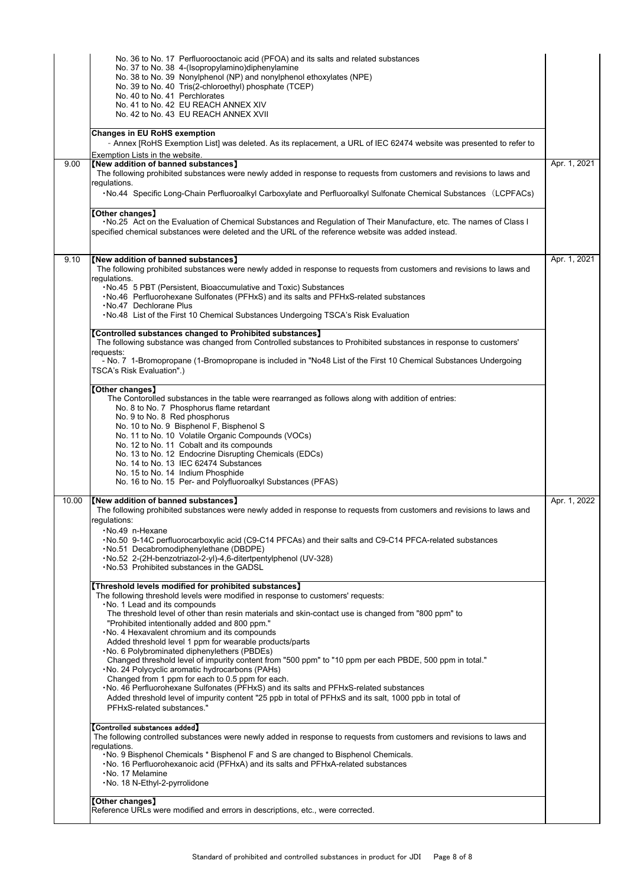| | | |
|---|---|---|
| | No. 36 to No. 17 Perfluorooctanoic acid (PFOA) and its salts and related substances<br>No. 37 to No. 38 4-(Isopropylamino)diphenylamine<br>No. 38 to No. 39 Nonylphenol (NP) and nonylphenol ethoxylates (NPE)<br>No. 39 to No. 40 Tris(2-chloroethyl) phosphate (TCEP)<br>No. 40 to No. 41 Perchlorates<br>No. 41 to No. 42 EU REACH ANNEX XIV<br>No. 42 to No. 43 EU REACH ANNEX XVII<br><br>**Changes in EU RoHS exemption**<br>- Annex [RoHS Exemption List] was deleted. As its replacement, a URL of IEC 62474 website was presented to refer to Exemption Lists in the website. | |
| 9.00 | **【New addition of banned substances】**<br>The following prohibited substances were newly added in response to requests from customers and revisions to laws and regulations.<br>・No.44 Specific Long-Chain Perfluoroalkyl Carboxylate and Perfluoroalkyl Sulfonate Chemical Substances（LCPFACs)<br><br>**【Other changes】**<br>・No.25 Act on the Evaluation of Chemical Substances and Regulation of Their Manufacture, etc. The names of Class I specified chemical substances were deleted and the URL of the reference website was added instead. | Apr. 1, 2021 |
| 9.10 | **【New addition of banned substances】**<br>The following prohibited substances were newly added in response to requests from customers and revisions to laws and regulations.<br>・No.45 5 PBT (Persistent, Bioaccumulative and Toxic) Substances<br>・No.46 Perfluorohexane Sulfonates (PFHxS) and its salts and PFHxS-related substances<br>・No.47 Dechlorane Plus<br>・No.48 List of the First 10 Chemical Substances Undergoing TSCA's Risk Evaluation<br><br>**【Controlled substances changed to Prohibited substances】**<br>The following substance was changed from Controlled substances to Prohibited substances in response to customers' requests:<br>- No. 7 1-Bromopropane (1-Bromopropane is included in "No48 List of the First 10 Chemical Substances Undergoing TSCA's Risk Evaluation".)<br><br>**【Other changes】**<br>The Contorolled substances in the table were rearranged as follows along with addition of entries:<br>No. 8 to No. 7 Phosphorus flame retardant<br>No. 9 to No. 8 Red phosphorus<br>No. 10 to No. 9 Bisphenol F, Bisphenol S<br>No. 11 to No. 10 Volatile Organic Compounds (VOCs)<br>No. 12 to No. 11 Cobalt and its compounds<br>No. 13 to No. 12 Endocrine Disrupting Chemicals (EDCs)<br>No. 14 to No. 13 IEC 62474 Substances<br>No. 15 to No. 14 Indium Phosphide<br>No. 16 to No. 15 Per- and Polyfluoroalkyl Substances (PFAS) | Apr. 1, 2021 |
| 10.00 | **【New addition of banned substances】**<br>The following prohibited substances were newly added in response to requests from customers and revisions to laws and regulations:<br>・No.49 n-Hexane<br>・No.50 9-14C perfluorocarboxylic acid (C9-C14 PFCAs) and their salts and C9-C14 PFCA-related substances<br>・No.51 Decabromodiphenylethane (DBDPE)<br>・No.52 2-(2H-benzotriazol-2-yl)-4,6-ditertpentylphenol (UV-328)<br>・No.53 Prohibited substances in the GADSL<br><br>**【Threshold levels modified for prohibited substances】**<br>The following threshold levels were modified in response to customers' requests:<br>・No. 1 Lead and its compounds<br>The threshold level of other than resin materials and skin-contact use is changed from "800 ppm" to "Prohibited intentionally added and 800 ppm."<br>・No. 4 Hexavalent chromium and its compounds<br>Added threshold level 1 ppm for wearable products/parts<br>・No. 6 Polybrominated diphenylethers (PBDEs)<br>Changed threshold level of impurity content from "500 ppm" to "10 ppm per each PBDE, 500 ppm in total."<br>・No. 24 Polycyclic aromatic hydrocarbons (PAHs)<br>Changed from 1 ppm for each to 0.5 ppm for each.<br>・No. 46 Perfluorohexane Sulfonates (PFHxS) and its salts and PFHxS-related substances<br>Added threshold level of impurity content "25 ppb in total of PFHxS and its salt, 1000 ppb in total of PFHxS-related substances."<br><br>**【Controlled substances added】**<br>The following controlled substances were newly added in response to requests from customers and revisions to laws and regulations.<br>・No. 9 Bisphenol Chemicals * Bisphenol F and S are changed to Bisphenol Chemicals.<br>・No. 16 Perfluorohexanoic acid (PFHxA) and its salts and PFHxA-related substances<br>・No. 17 Melamine<br>・No. 18 N-Ethyl-2-pyrrolidone<br><br>**【Other changes】**<br>Reference URLs were modified and errors in descriptions, etc., were corrected. | Apr. 1, 2022 |